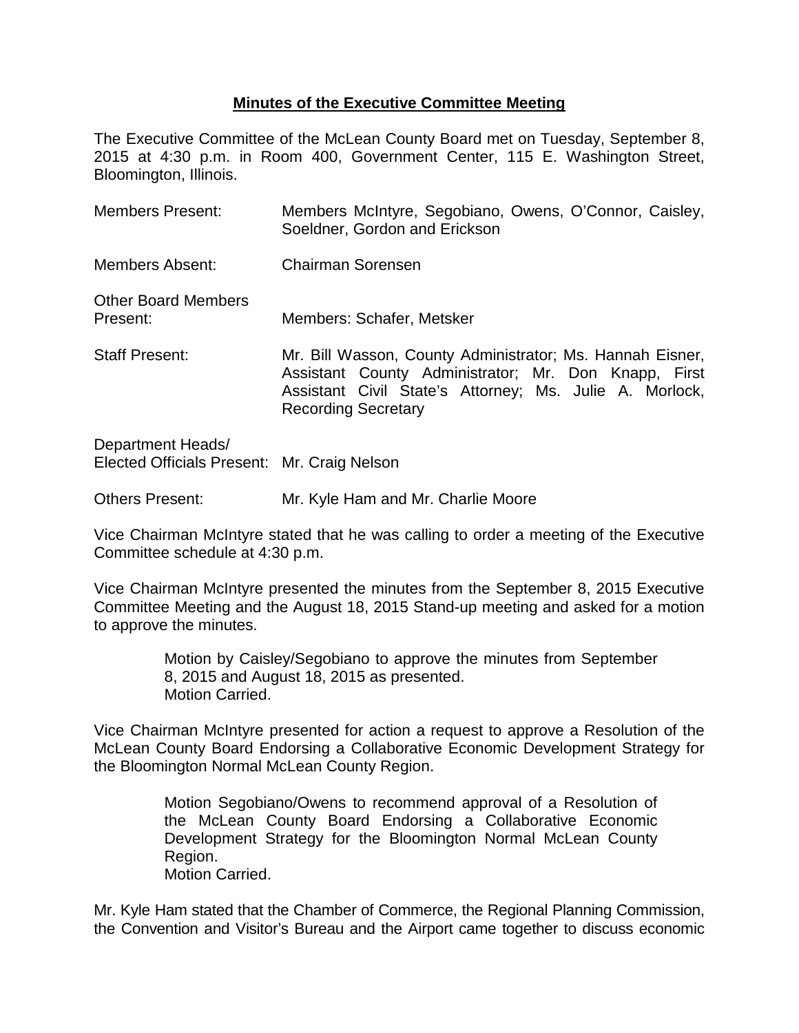# **Minutes of the Executive Committee Meeting**

The Executive Committee of the McLean County Board met on Tuesday, September 8, 2015 at 4:30 p.m. in Room 400, Government Center, 115 E. Washington Street, Bloomington, Illinois.

Members Present: Members McIntyre, Segobiano, Owens, O'Connor, Caisley, Soeldner, Gordon and Erickson

Members Absent: Chairman Sorensen

Other Board Members Present: Members: Schafer, Metsker

Staff Present: Mr. Bill Wasson, County Administrator; Ms. Hannah Eisner, Assistant County Administrator; Mr. Don Knapp, First Assistant Civil State's Attorney; Ms. Julie A. Morlock, Recording Secretary

Department Heads/ Elected Officials Present: Mr. Craig Nelson

Others Present: Mr. Kyle Ham and Mr. Charlie Moore

Vice Chairman McIntyre stated that he was calling to order a meeting of the Executive Committee schedule at 4:30 p.m.

Vice Chairman McIntyre presented the minutes from the September 8, 2015 Executive Committee Meeting and the August 18, 2015 Stand-up meeting and asked for a motion to approve the minutes.

> Motion by Caisley/Segobiano to approve the minutes from September 8, 2015 and August 18, 2015 as presented.
> Motion Carried.

Vice Chairman McIntyre presented for action a request to approve a Resolution of the McLean County Board Endorsing a Collaborative Economic Development Strategy for the Bloomington Normal McLean County Region.

> Motion Segobiano/Owens to recommend approval of a Resolution of the McLean County Board Endorsing a Collaborative Economic Development Strategy for the Bloomington Normal McLean County Region.
> Motion Carried.

Mr. Kyle Ham stated that the Chamber of Commerce, the Regional Planning Commission, the Convention and Visitor's Bureau and the Airport came together to discuss economic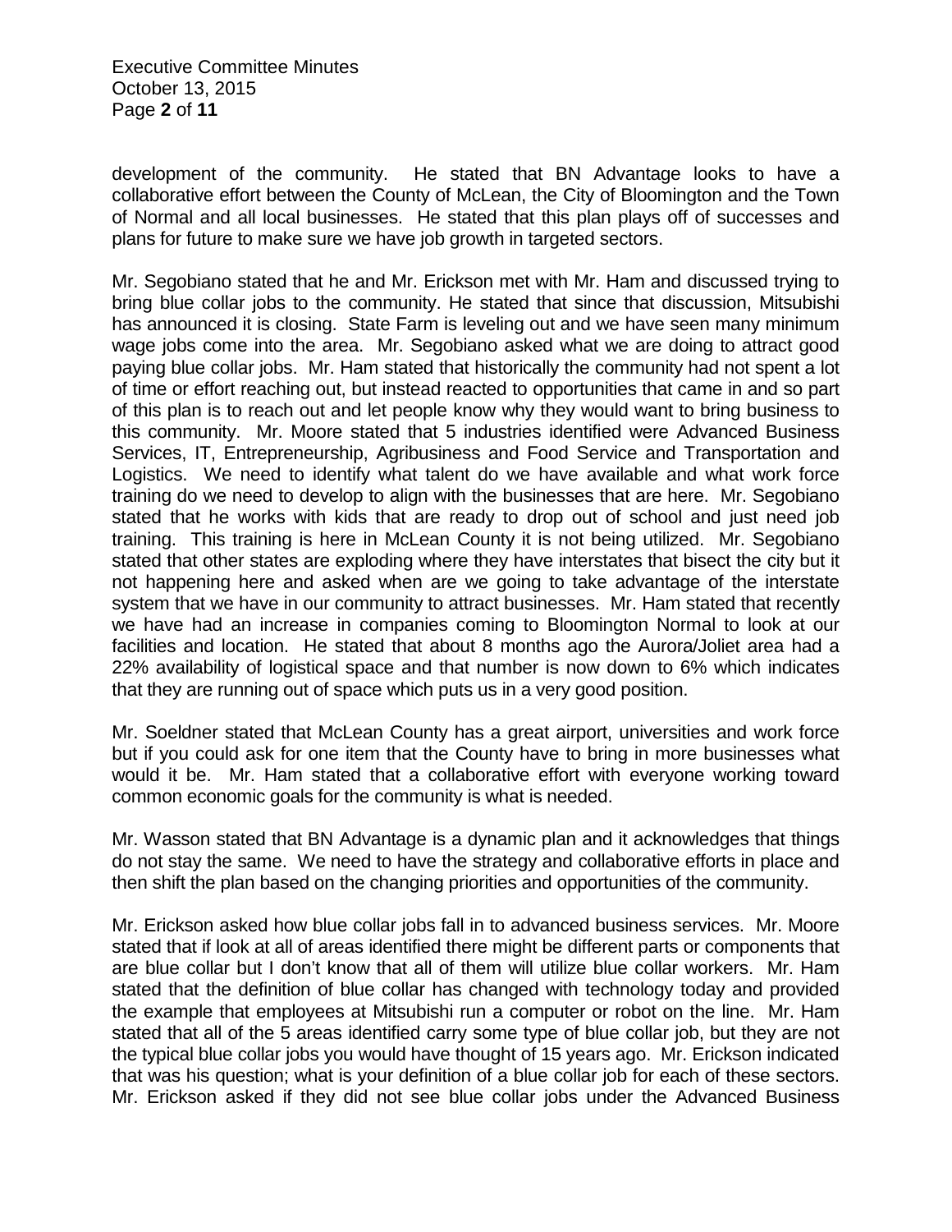development of the community. He stated that BN Advantage looks to have a collaborative effort between the County of McLean, the City of Bloomington and the Town of Normal and all local businesses. He stated that this plan plays off of successes and plans for future to make sure we have job growth in targeted sectors.

Mr. Segobiano stated that he and Mr. Erickson met with Mr. Ham and discussed trying to bring blue collar jobs to the community. He stated that since that discussion, Mitsubishi has announced it is closing. State Farm is leveling out and we have seen many minimum wage jobs come into the area. Mr. Segobiano asked what we are doing to attract good paying blue collar jobs. Mr. Ham stated that historically the community had not spent a lot of time or effort reaching out, but instead reacted to opportunities that came in and so part of this plan is to reach out and let people know why they would want to bring business to this community. Mr. Moore stated that 5 industries identified were Advanced Business Services, IT, Entrepreneurship, Agribusiness and Food Service and Transportation and Logistics. We need to identify what talent do we have available and what work force training do we need to develop to align with the businesses that are here. Mr. Segobiano stated that he works with kids that are ready to drop out of school and just need job training. This training is here in McLean County it is not being utilized. Mr. Segobiano stated that other states are exploding where they have interstates that bisect the city but it not happening here and asked when are we going to take advantage of the interstate system that we have in our community to attract businesses. Mr. Ham stated that recently we have had an increase in companies coming to Bloomington Normal to look at our facilities and location. He stated that about 8 months ago the Aurora/Joliet area had a 22% availability of logistical space and that number is now down to 6% which indicates that they are running out of space which puts us in a very good position.

Mr. Soeldner stated that McLean County has a great airport, universities and work force but if you could ask for one item that the County have to bring in more businesses what would it be. Mr. Ham stated that a collaborative effort with everyone working toward common economic goals for the community is what is needed.

Mr. Wasson stated that BN Advantage is a dynamic plan and it acknowledges that things do not stay the same. We need to have the strategy and collaborative efforts in place and then shift the plan based on the changing priorities and opportunities of the community.

Mr. Erickson asked how blue collar jobs fall in to advanced business services. Mr. Moore stated that if look at all of areas identified there might be different parts or components that are blue collar but I don't know that all of them will utilize blue collar workers. Mr. Ham stated that the definition of blue collar has changed with technology today and provided the example that employees at Mitsubishi run a computer or robot on the line. Mr. Ham stated that all of the 5 areas identified carry some type of blue collar job, but they are not the typical blue collar jobs you would have thought of 15 years ago. Mr. Erickson indicated that was his question; what is your definition of a blue collar job for each of these sectors. Mr. Erickson asked if they did not see blue collar jobs under the Advanced Business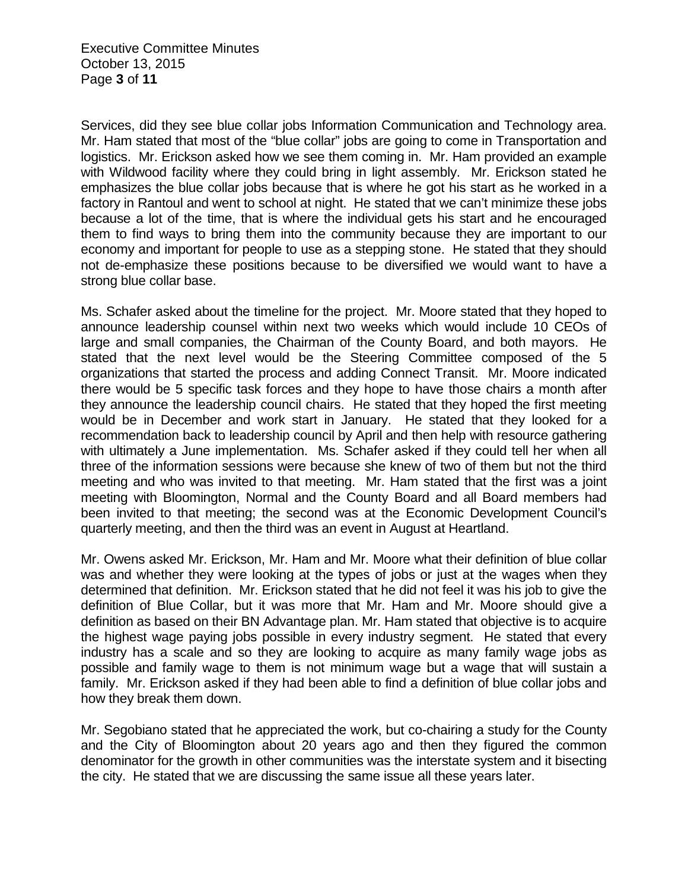Services, did they see blue collar jobs Information Communication and Technology area. Mr. Ham stated that most of the "blue collar" jobs are going to come in Transportation and logistics. Mr. Erickson asked how we see them coming in. Mr. Ham provided an example with Wildwood facility where they could bring in light assembly. Mr. Erickson stated he emphasizes the blue collar jobs because that is where he got his start as he worked in a factory in Rantoul and went to school at night. He stated that we can't minimize these jobs because a lot of the time, that is where the individual gets his start and he encouraged them to find ways to bring them into the community because they are important to our economy and important for people to use as a stepping stone. He stated that they should not de-emphasize these positions because to be diversified we would want to have a strong blue collar base.

Ms. Schafer asked about the timeline for the project. Mr. Moore stated that they hoped to announce leadership counsel within next two weeks which would include 10 CEOs of large and small companies, the Chairman of the County Board, and both mayors. He stated that the next level would be the Steering Committee composed of the 5 organizations that started the process and adding Connect Transit. Mr. Moore indicated there would be 5 specific task forces and they hope to have those chairs a month after they announce the leadership council chairs. He stated that they hoped the first meeting would be in December and work start in January. He stated that they looked for a recommendation back to leadership council by April and then help with resource gathering with ultimately a June implementation. Ms. Schafer asked if they could tell her when all three of the information sessions were because she knew of two of them but not the third meeting and who was invited to that meeting. Mr. Ham stated that the first was a joint meeting with Bloomington, Normal and the County Board and all Board members had been invited to that meeting; the second was at the Economic Development Council's quarterly meeting, and then the third was an event in August at Heartland.

Mr. Owens asked Mr. Erickson, Mr. Ham and Mr. Moore what their definition of blue collar was and whether they were looking at the types of jobs or just at the wages when they determined that definition. Mr. Erickson stated that he did not feel it was his job to give the definition of Blue Collar, but it was more that Mr. Ham and Mr. Moore should give a definition as based on their BN Advantage plan. Mr. Ham stated that objective is to acquire the highest wage paying jobs possible in every industry segment. He stated that every industry has a scale and so they are looking to acquire as many family wage jobs as possible and family wage to them is not minimum wage but a wage that will sustain a family. Mr. Erickson asked if they had been able to find a definition of blue collar jobs and how they break them down.

Mr. Segobiano stated that he appreciated the work, but co-chairing a study for the County and the City of Bloomington about 20 years ago and then they figured the common denominator for the growth in other communities was the interstate system and it bisecting the city. He stated that we are discussing the same issue all these years later.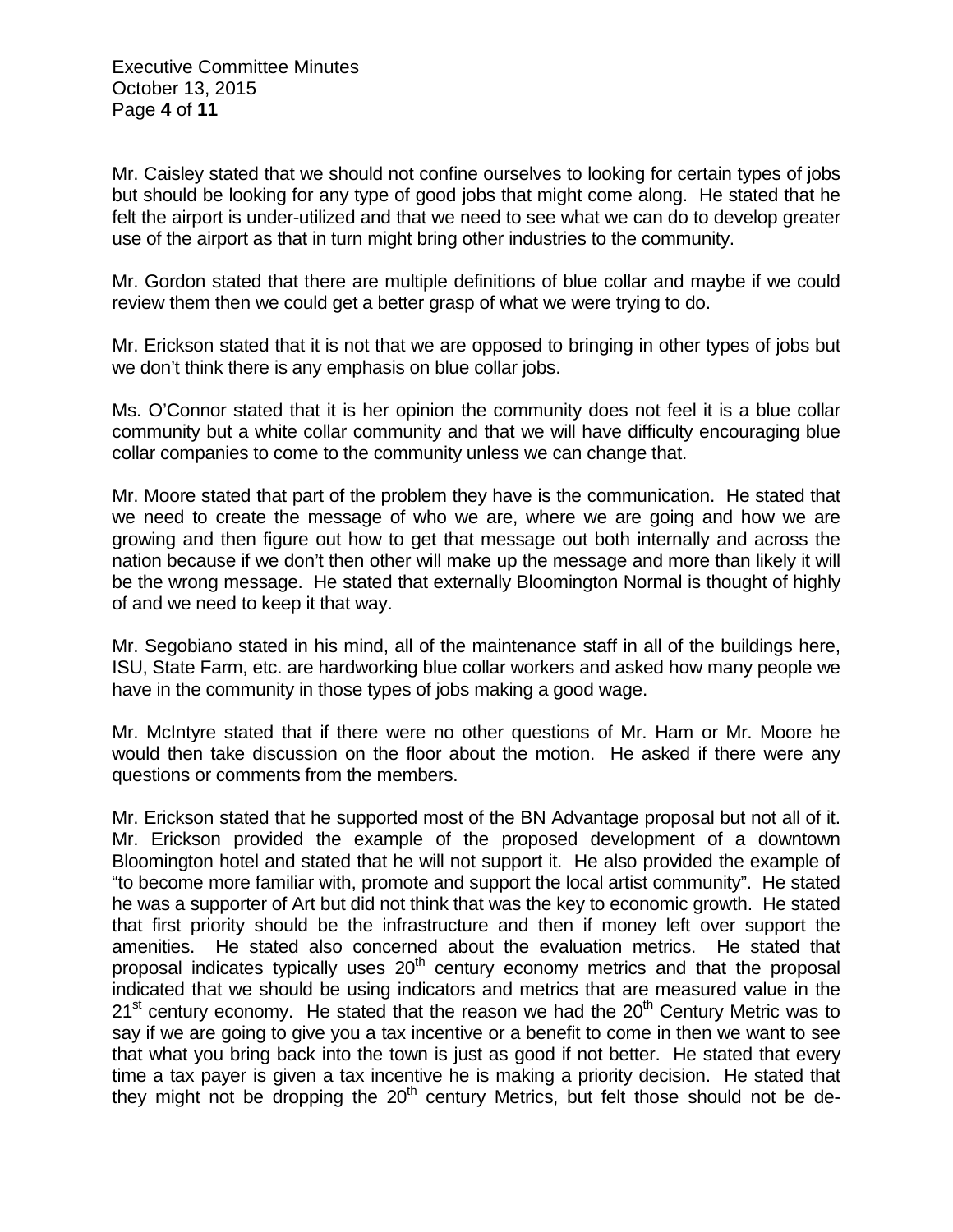Mr. Caisley stated that we should not confine ourselves to looking for certain types of jobs but should be looking for any type of good jobs that might come along. He stated that he felt the airport is under-utilized and that we need to see what we can do to develop greater use of the airport as that in turn might bring other industries to the community.

Mr. Gordon stated that there are multiple definitions of blue collar and maybe if we could review them then we could get a better grasp of what we were trying to do.

Mr. Erickson stated that it is not that we are opposed to bringing in other types of jobs but we don't think there is any emphasis on blue collar jobs.

Ms. O'Connor stated that it is her opinion the community does not feel it is a blue collar community but a white collar community and that we will have difficulty encouraging blue collar companies to come to the community unless we can change that.

Mr. Moore stated that part of the problem they have is the communication. He stated that we need to create the message of who we are, where we are going and how we are growing and then figure out how to get that message out both internally and across the nation because if we don't then other will make up the message and more than likely it will be the wrong message. He stated that externally Bloomington Normal is thought of highly of and we need to keep it that way.

Mr. Segobiano stated in his mind, all of the maintenance staff in all of the buildings here, ISU, State Farm, etc. are hardworking blue collar workers and asked how many people we have in the community in those types of jobs making a good wage.

Mr. McIntyre stated that if there were no other questions of Mr. Ham or Mr. Moore he would then take discussion on the floor about the motion. He asked if there were any questions or comments from the members.

Mr. Erickson stated that he supported most of the BN Advantage proposal but not all of it. Mr. Erickson provided the example of the proposed development of a downtown Bloomington hotel and stated that he will not support it. He also provided the example of "to become more familiar with, promote and support the local artist community". He stated he was a supporter of Art but did not think that was the key to economic growth. He stated that first priority should be the infrastructure and then if money left over support the amenities. He stated also concerned about the evaluation metrics. He stated that proposal indicates typically uses 20th century economy metrics and that the proposal indicated that we should be using indicators and metrics that are measured value in the 21st century economy. He stated that the reason we had the 20th Century Metric was to say if we are going to give you a tax incentive or a benefit to come in then we want to see that what you bring back into the town is just as good if not better. He stated that every time a tax payer is given a tax incentive he is making a priority decision. He stated that they might not be dropping the 20th century Metrics, but felt those should not be de-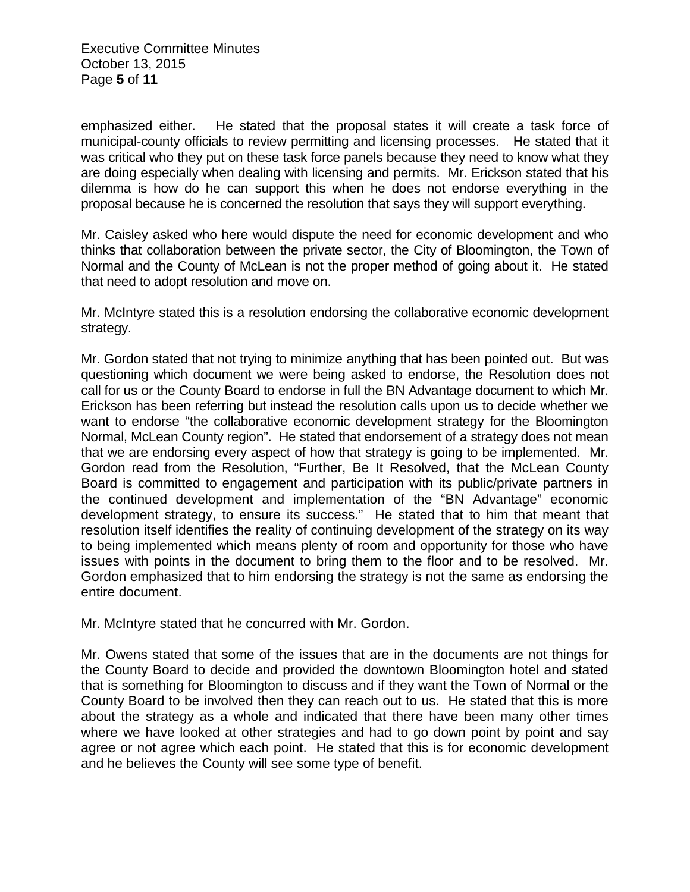emphasized either. He stated that the proposal states it will create a task force of municipal-county officials to review permitting and licensing processes. He stated that it was critical who they put on these task force panels because they need to know what they are doing especially when dealing with licensing and permits. Mr. Erickson stated that his dilemma is how do he can support this when he does not endorse everything in the proposal because he is concerned the resolution that says they will support everything.

Mr. Caisley asked who here would dispute the need for economic development and who thinks that collaboration between the private sector, the City of Bloomington, the Town of Normal and the County of McLean is not the proper method of going about it. He stated that need to adopt resolution and move on.

Mr. McIntyre stated this is a resolution endorsing the collaborative economic development strategy.

Mr. Gordon stated that not trying to minimize anything that has been pointed out. But was questioning which document we were being asked to endorse, the Resolution does not call for us or the County Board to endorse in full the BN Advantage document to which Mr. Erickson has been referring but instead the resolution calls upon us to decide whether we want to endorse "the collaborative economic development strategy for the Bloomington Normal, McLean County region". He stated that endorsement of a strategy does not mean that we are endorsing every aspect of how that strategy is going to be implemented. Mr. Gordon read from the Resolution, "Further, Be It Resolved, that the McLean County Board is committed to engagement and participation with its public/private partners in the continued development and implementation of the "BN Advantage" economic development strategy, to ensure its success." He stated that to him that meant that resolution itself identifies the reality of continuing development of the strategy on its way to being implemented which means plenty of room and opportunity for those who have issues with points in the document to bring them to the floor and to be resolved. Mr. Gordon emphasized that to him endorsing the strategy is not the same as endorsing the entire document.

Mr. McIntyre stated that he concurred with Mr. Gordon.

Mr. Owens stated that some of the issues that are in the documents are not things for the County Board to decide and provided the downtown Bloomington hotel and stated that is something for Bloomington to discuss and if they want the Town of Normal or the County Board to be involved then they can reach out to us. He stated that this is more about the strategy as a whole and indicated that there have been many other times where we have looked at other strategies and had to go down point by point and say agree or not agree which each point. He stated that this is for economic development and he believes the County will see some type of benefit.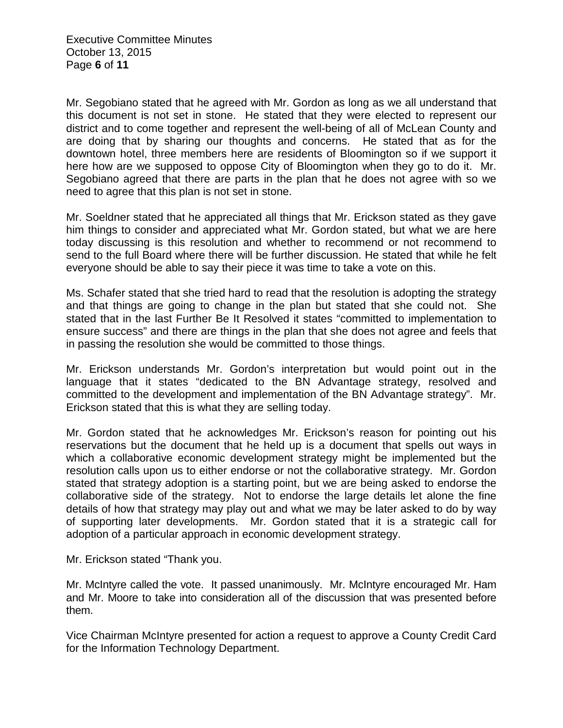Mr. Segobiano stated that he agreed with Mr. Gordon as long as we all understand that this document is not set in stone. He stated that they were elected to represent our district and to come together and represent the well-being of all of McLean County and are doing that by sharing our thoughts and concerns. He stated that as for the downtown hotel, three members here are residents of Bloomington so if we support it here how are we supposed to oppose City of Bloomington when they go to do it. Mr. Segobiano agreed that there are parts in the plan that he does not agree with so we need to agree that this plan is not set in stone.

Mr. Soeldner stated that he appreciated all things that Mr. Erickson stated as they gave him things to consider and appreciated what Mr. Gordon stated, but what we are here today discussing is this resolution and whether to recommend or not recommend to send to the full Board where there will be further discussion. He stated that while he felt everyone should be able to say their piece it was time to take a vote on this.

Ms. Schafer stated that she tried hard to read that the resolution is adopting the strategy and that things are going to change in the plan but stated that she could not. She stated that in the last Further Be It Resolved it states "committed to implementation to ensure success" and there are things in the plan that she does not agree and feels that in passing the resolution she would be committed to those things.

Mr. Erickson understands Mr. Gordon's interpretation but would point out in the language that it states "dedicated to the BN Advantage strategy, resolved and committed to the development and implementation of the BN Advantage strategy". Mr. Erickson stated that this is what they are selling today.

Mr. Gordon stated that he acknowledges Mr. Erickson's reason for pointing out his reservations but the document that he held up is a document that spells out ways in which a collaborative economic development strategy might be implemented but the resolution calls upon us to either endorse or not the collaborative strategy. Mr. Gordon stated that strategy adoption is a starting point, but we are being asked to endorse the collaborative side of the strategy. Not to endorse the large details let alone the fine details of how that strategy may play out and what we may be later asked to do by way of supporting later developments. Mr. Gordon stated that it is a strategic call for adoption of a particular approach in economic development strategy.

Mr. Erickson stated "Thank you.

Mr. McIntyre called the vote. It passed unanimously. Mr. McIntyre encouraged Mr. Ham and Mr. Moore to take into consideration all of the discussion that was presented before them.

Vice Chairman McIntyre presented for action a request to approve a County Credit Card for the Information Technology Department.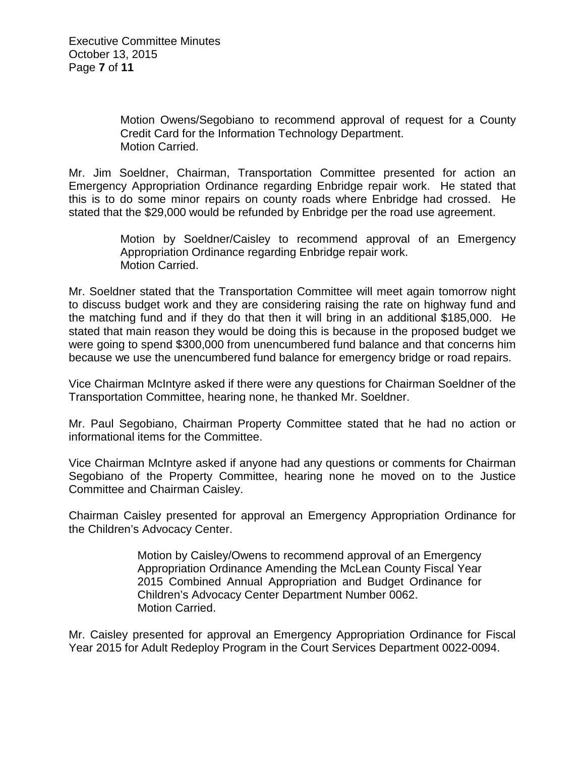Motion Owens/Segobiano to recommend approval of request for a County Credit Card for the Information Technology Department.
Motion Carried.

Mr. Jim Soeldner, Chairman, Transportation Committee presented for action an Emergency Appropriation Ordinance regarding Enbridge repair work. He stated that this is to do some minor repairs on county roads where Enbridge had crossed. He stated that the $29,000 would be refunded by Enbridge per the road use agreement.

Motion by Soeldner/Caisley to recommend approval of an Emergency Appropriation Ordinance regarding Enbridge repair work.
Motion Carried.

Mr. Soeldner stated that the Transportation Committee will meet again tomorrow night to discuss budget work and they are considering raising the rate on highway fund and the matching fund and if they do that then it will bring in an additional $185,000. He stated that main reason they would be doing this is because in the proposed budget we were going to spend $300,000 from unencumbered fund balance and that concerns him because we use the unencumbered fund balance for emergency bridge or road repairs.

Vice Chairman McIntyre asked if there were any questions for Chairman Soeldner of the Transportation Committee, hearing none, he thanked Mr. Soeldner.

Mr. Paul Segobiano, Chairman Property Committee stated that he had no action or informational items for the Committee.

Vice Chairman McIntyre asked if anyone had any questions or comments for Chairman Segobiano of the Property Committee, hearing none he moved on to the Justice Committee and Chairman Caisley.

Chairman Caisley presented for approval an Emergency Appropriation Ordinance for the Children's Advocacy Center.

Motion by Caisley/Owens to recommend approval of an Emergency Appropriation Ordinance Amending the McLean County Fiscal Year 2015 Combined Annual Appropriation and Budget Ordinance for Children's Advocacy Center Department Number 0062.
Motion Carried.

Mr. Caisley presented for approval an Emergency Appropriation Ordinance for Fiscal Year 2015 for Adult Redeploy Program in the Court Services Department 0022-0094.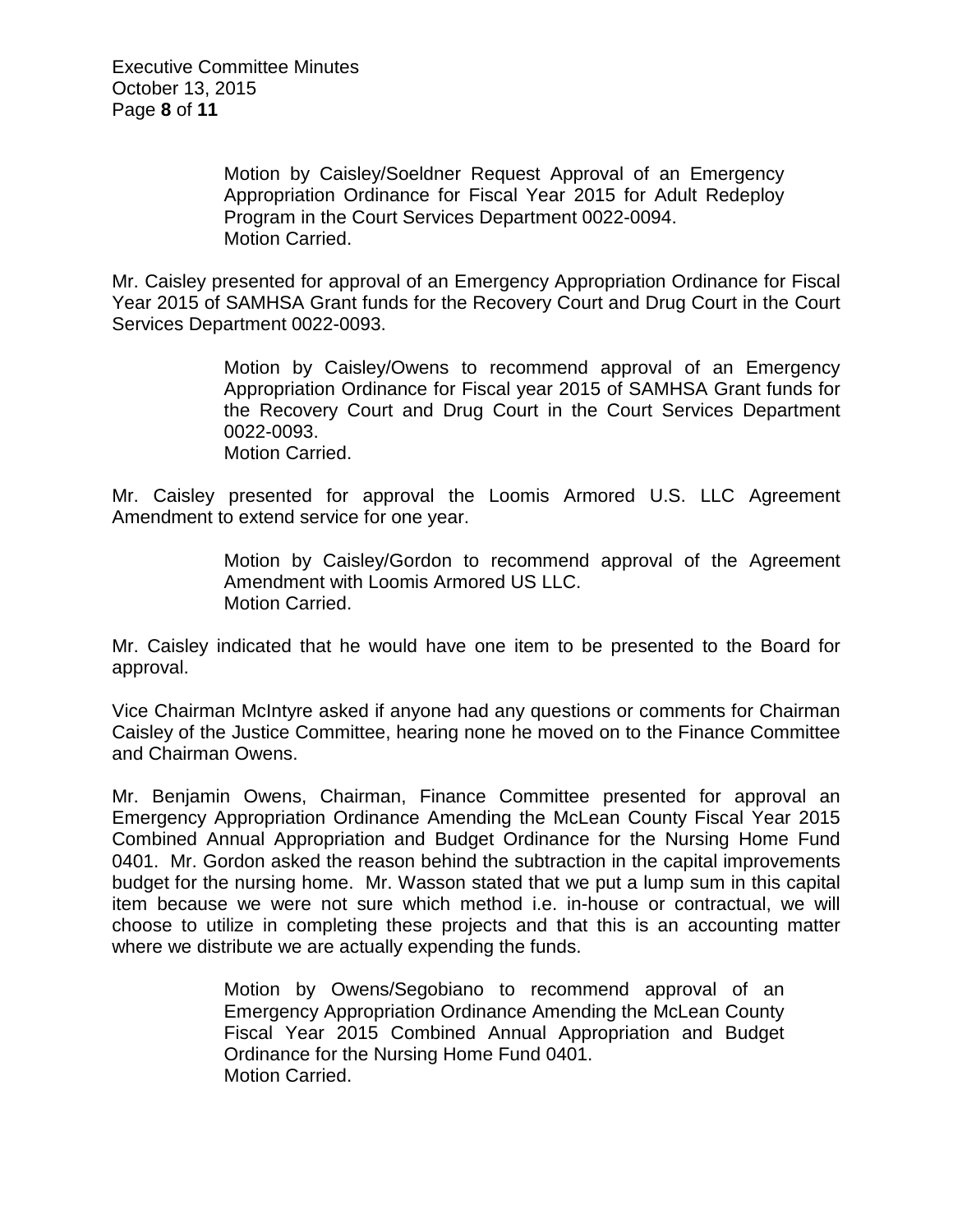> Motion by Caisley/Soeldner Request Approval of an Emergency Appropriation Ordinance for Fiscal Year 2015 for Adult Redeploy Program in the Court Services Department 0022-0094.
> Motion Carried.

Mr. Caisley presented for approval of an Emergency Appropriation Ordinance for Fiscal Year 2015 of SAMHSA Grant funds for the Recovery Court and Drug Court in the Court Services Department 0022-0093.

> Motion by Caisley/Owens to recommend approval of an Emergency Appropriation Ordinance for Fiscal year 2015 of SAMHSA Grant funds for the Recovery Court and Drug Court in the Court Services Department 0022-0093.
> Motion Carried.

Mr. Caisley presented for approval the Loomis Armored U.S. LLC Agreement Amendment to extend service for one year.

> Motion by Caisley/Gordon to recommend approval of the Agreement Amendment with Loomis Armored US LLC.
> Motion Carried.

Mr. Caisley indicated that he would have one item to be presented to the Board for approval.

Vice Chairman McIntyre asked if anyone had any questions or comments for Chairman Caisley of the Justice Committee, hearing none he moved on to the Finance Committee and Chairman Owens.

Mr. Benjamin Owens, Chairman, Finance Committee presented for approval an Emergency Appropriation Ordinance Amending the McLean County Fiscal Year 2015 Combined Annual Appropriation and Budget Ordinance for the Nursing Home Fund 0401. Mr. Gordon asked the reason behind the subtraction in the capital improvements budget for the nursing home. Mr. Wasson stated that we put a lump sum in this capital item because we were not sure which method i.e. in-house or contractual, we will choose to utilize in completing these projects and that this is an accounting matter where we distribute we are actually expending the funds.

> Motion by Owens/Segobiano to recommend approval of an Emergency Appropriation Ordinance Amending the McLean County Fiscal Year 2015 Combined Annual Appropriation and Budget Ordinance for the Nursing Home Fund 0401.
> Motion Carried.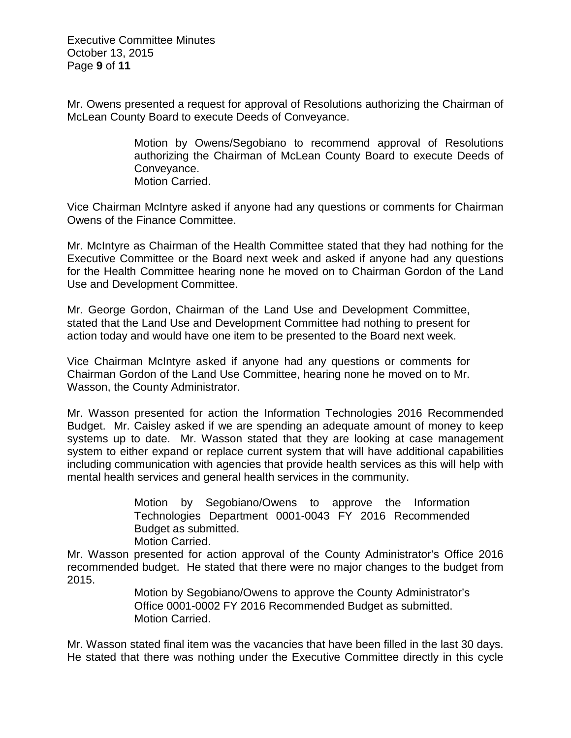Mr. Owens presented a request for approval of Resolutions authorizing the Chairman of McLean County Board to execute Deeds of Conveyance.

> Motion by Owens/Segobiano to recommend approval of Resolutions authorizing the Chairman of McLean County Board to execute Deeds of Conveyance.
> Motion Carried.

Vice Chairman McIntyre asked if anyone had any questions or comments for Chairman Owens of the Finance Committee.

Mr. McIntyre as Chairman of the Health Committee stated that they had nothing for the Executive Committee or the Board next week and asked if anyone had any questions for the Health Committee hearing none he moved on to Chairman Gordon of the Land Use and Development Committee.

Mr. George Gordon, Chairman of the Land Use and Development Committee, stated that the Land Use and Development Committee had nothing to present for action today and would have one item to be presented to the Board next week.

Vice Chairman McIntyre asked if anyone had any questions or comments for Chairman Gordon of the Land Use Committee, hearing none he moved on to Mr. Wasson, the County Administrator.

Mr. Wasson presented for action the Information Technologies 2016 Recommended Budget. Mr. Caisley asked if we are spending an adequate amount of money to keep systems up to date. Mr. Wasson stated that they are looking at case management system to either expand or replace current system that will have additional capabilities including communication with agencies that provide health services as this will help with mental health services and general health services in the community.

> Motion by Segobiano/Owens to approve the Information Technologies Department 0001-0043 FY 2016 Recommended Budget as submitted.
> Motion Carried.

Mr. Wasson presented for action approval of the County Administrator's Office 2016 recommended budget. He stated that there were no major changes to the budget from 2015.

> Motion by Segobiano/Owens to approve the County Administrator's Office 0001-0002 FY 2016 Recommended Budget as submitted.
> Motion Carried.

Mr. Wasson stated final item was the vacancies that have been filled in the last 30 days. He stated that there was nothing under the Executive Committee directly in this cycle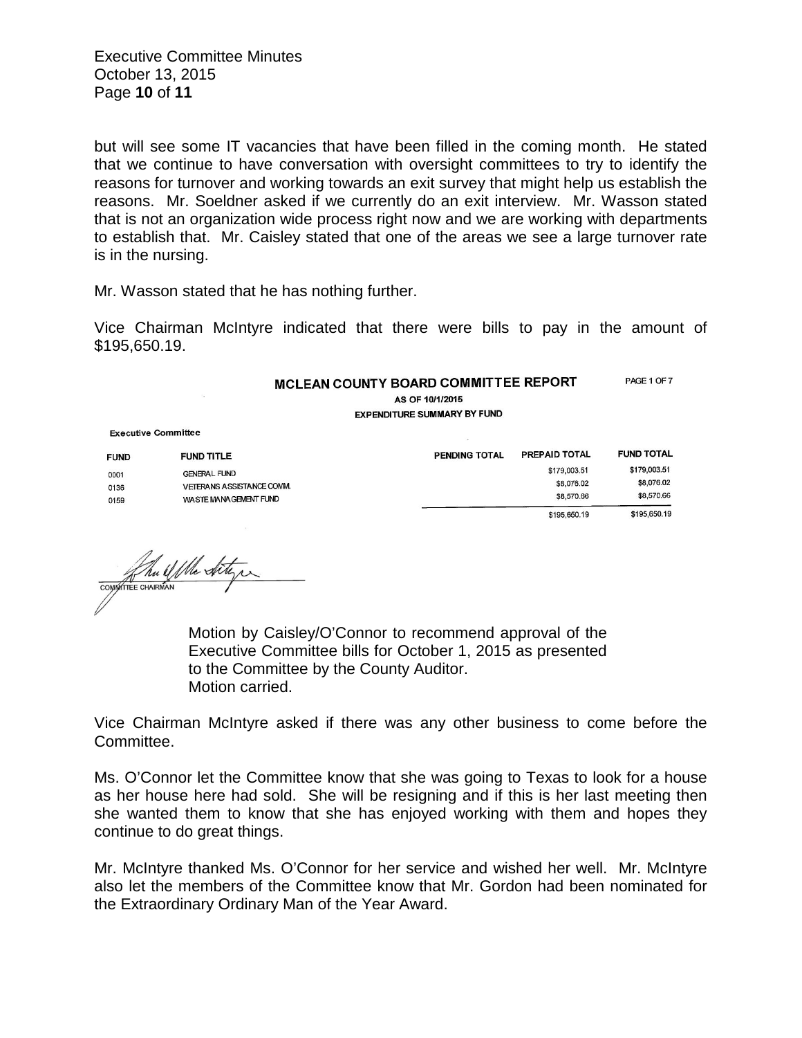but will see some IT vacancies that have been filled in the coming month. He stated that we continue to have conversation with oversight committees to try to identify the reasons for turnover and working towards an exit survey that might help us establish the reasons. Mr. Soeldner asked if we currently do an exit interview. Mr. Wasson stated that is not an organization wide process right now and we are working with departments to establish that. Mr. Caisley stated that one of the areas we see a large turnover rate is in the nursing.

Mr. Wasson stated that he has nothing further.

Vice Chairman McIntyre indicated that there were bills to pay in the amount of $195,650.19.

**MCLEAN COUNTY BOARD COMMITTEE REPORT** PAGE 1 OF 7

**AS OF 10/1/2015**

**EXPENDITURE SUMMARY BY FUND**

**Executive Committee**

| FUND | FUND TITLE | PENDING TOTAL | PREPAID TOTAL | FUND TOTAL |
|---|---|---|---|---|
| 0001 | GENERAL FUND | | $179,003.51 | $179,003.51 |
| 0136 | VETERANS ASSISTANCE COMM. | | $8,076.02 | $8,076.02 |
| 0159 | WASTE MANAGEMENT FUND | | $8,570.66 | $8,570.66 |
| | | | $195,650.19 | $195,650.19 |

COMMITTEE CHAIRMAN

> Motion by Caisley/O'Connor to recommend approval of the Executive Committee bills for October 1, 2015 as presented to the Committee by the County Auditor.
> Motion carried.

Vice Chairman McIntyre asked if there was any other business to come before the Committee.

Ms. O'Connor let the Committee know that she was going to Texas to look for a house as her house here had sold. She will be resigning and if this is her last meeting then she wanted them to know that she has enjoyed working with them and hopes they continue to do great things.

Mr. McIntyre thanked Ms. O'Connor for her service and wished her well. Mr. McIntyre also let the members of the Committee know that Mr. Gordon had been nominated for the Extraordinary Ordinary Man of the Year Award.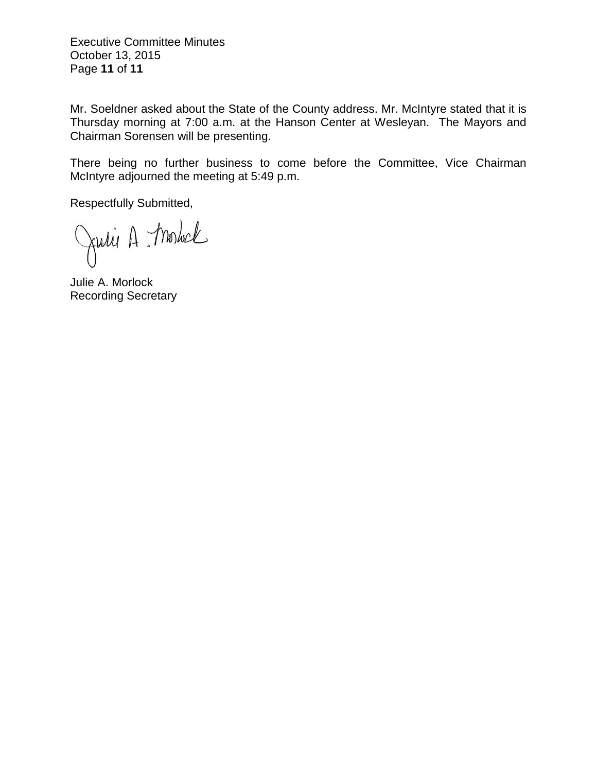Mr. Soeldner asked about the State of the County address. Mr. McIntyre stated that it is Thursday morning at 7:00 a.m. at the Hanson Center at Wesleyan. The Mayors and Chairman Sorensen will be presenting.

There being no further business to come before the Committee, Vice Chairman McIntyre adjourned the meeting at 5:49 p.m.

Respectfully Submitted,

Julie A. Morlock

Julie A. Morlock
Recording Secretary